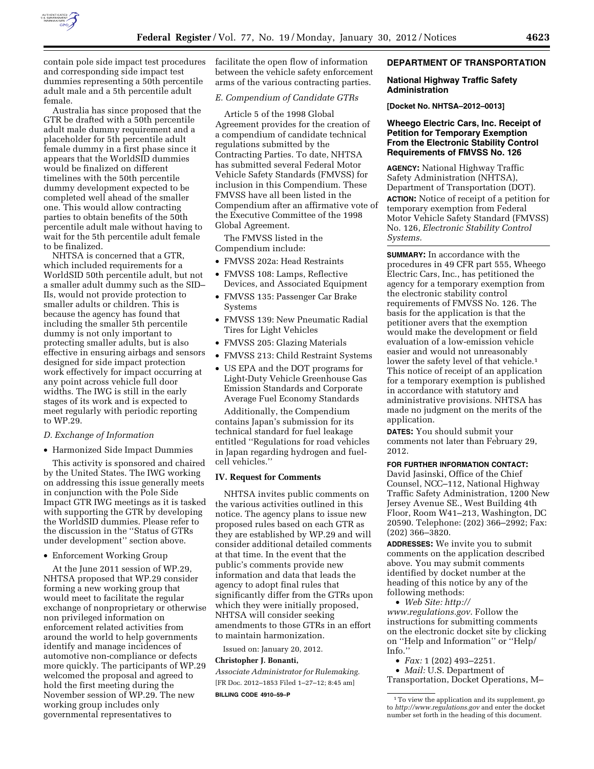contain pole side impact test procedures and corresponding side impact test dummies representing a 50th percentile adult male and a 5th percentile adult female.

Australia has since proposed that the GTR be drafted with a 50th percentile adult male dummy requirement and a placeholder for 5th percentile adult female dummy in a first phase since it appears that the WorldSID dummies would be finalized on different timelines with the 50th percentile dummy development expected to be completed well ahead of the smaller one. This would allow contracting parties to obtain benefits of the 50th percentile adult male without having to wait for the 5th percentile adult female to be finalized.

NHTSA is concerned that a GTR, which included requirements for a WorldSID 50th percentile adult, but not a smaller adult dummy such as the SID–IIs, would not provide protection to smaller adults or children. This is because the agency has found that including the smaller 5th percentile dummy is not only important to protecting smaller adults, but is also effective in ensuring airbags and sensors designed for side impact protection work effectively for impact occurring at any point across vehicle full door widths. The IWG is still in the early stages of its work and is expected to meet regularly with periodic reporting to WP.29.

### *D. Exchange of Information*

- Harmonized Side Impact Dummies

This activity is sponsored and chaired by the United States. The IWG working on addressing this issue generally meets in conjunction with the Pole Side Impact GTR IWG meetings as it is tasked with supporting the GTR by developing the WorldSID dummies. Please refer to the discussion in the ''Status of GTRs under development'' section above.

- Enforcement Working Group

At the June 2011 session of WP.29, NHTSA proposed that WP.29 consider forming a new working group that would meet to facilitate the regular exchange of nonproprietary or otherwise non privileged information on enforcement related activities from around the world to help governments identify and manage incidences of automotive non-compliance or defects more quickly. The participants of WP.29 welcomed the proposal and agreed to hold the first meeting during the November session of WP.29. The new working group includes only governmental representatives to facilitate the open flow of information between the vehicle safety enforcement arms of the various contracting parties.

### *E. Compendium of Candidate GTRs*

Article 5 of the 1998 Global Agreement provides for the creation of a compendium of candidate technical regulations submitted by the Contracting Parties. To date, NHTSA has submitted several Federal Motor Vehicle Safety Standards (FMVSS) for inclusion in this Compendium. These FMVSS have all been listed in the Compendium after an affirmative vote of the Executive Committee of the 1998 Global Agreement.

The FMVSS listed in the Compendium include:

- FMVSS 202a: Head Restraints
- FMVSS 108: Lamps, Reflective Devices, and Associated Equipment
- FMVSS 135: Passenger Car Brake Systems
- FMVSS 139: New Pneumatic Radial Tires for Light Vehicles
- FMVSS 205: Glazing Materials
- FMVSS 213: Child Restraint Systems
- US EPA and the DOT programs for Light-Duty Vehicle Greenhouse Gas Emission Standards and Corporate Average Fuel Economy Standards

Additionally, the Compendium contains Japan's submission for its technical standard for fuel leakage entitled ''Regulations for road vehicles in Japan regarding hydrogen and fuel-cell vehicles.''

## IV. Request for Comments

NHTSA invites public comments on the various activities outlined in this notice. The agency plans to issue new proposed rules based on each GTR as they are established by WP.29 and will consider additional detailed comments at that time. In the event that the public's comments provide new information and data that leads the agency to adopt final rules that significantly differ from the GTRs upon which they were initially proposed, NHTSA will consider seeking amendments to those GTRs in an effort to maintain harmonization.

Issued on: January 20, 2012.

**Christopher J. Bonanti,**

*Associate Administrator for Rulemaking.*

[FR Doc. 2012–1853 Filed 1–27–12; 8:45 am]

**BILLING CODE 4910–59–P**

## DEPARTMENT OF TRANSPORTATION

### National Highway Traffic Safety Administration

**[Docket No. NHTSA–2012–0013]**

### Wheego Electric Cars, Inc. Receipt of Petition for Temporary Exemption From the Electronic Stability Control Requirements of FMVSS No. 126

**AGENCY:** National Highway Traffic Safety Administration (NHTSA), Department of Transportation (DOT).

**ACTION:** Notice of receipt of a petition for temporary exemption from Federal Motor Vehicle Safety Standard (FMVSS) No. 126, *Electronic Stability Control Systems.*

**SUMMARY:** In accordance with the procedures in 49 CFR part 555, Wheego Electric Cars, Inc., has petitioned the agency for a temporary exemption from the electronic stability control requirements of FMVSS No. 126. The basis for the application is that the petitioner avers that the exemption would make the development or field evaluation of a low-emission vehicle easier and would not unreasonably lower the safety level of that vehicle.[1] This notice of receipt of an application for a temporary exemption is published in accordance with statutory and administrative provisions. NHTSA has made no judgment on the merits of the application.

**DATES:** You should submit your comments not later than February 29, 2012.

**FOR FURTHER INFORMATION CONTACT:** David Jasinski, Office of the Chief Counsel, NCC–112, National Highway Traffic Safety Administration, 1200 New Jersey Avenue SE., West Building 4th Floor, Room W41–213, Washington, DC 20590. Telephone: (202) 366–2992; Fax: (202) 366–3820.

**ADDRESSES:** We invite you to submit comments on the application described above. You may submit comments identified by docket number at the heading of this notice by any of the following methods:

- *Web Site: http://www.regulations.gov.* Follow the instructions for submitting comments on the electronic docket site by clicking on ''Help and Information'' or ''Help/Info.''
- *Fax:* 1 (202) 493–2251.
- *Mail:* U.S. Department of Transportation, Docket Operations, M–

[1] To view the application and its supplement, go to *http://www.regulations.gov* and enter the docket number set forth in the heading of this document.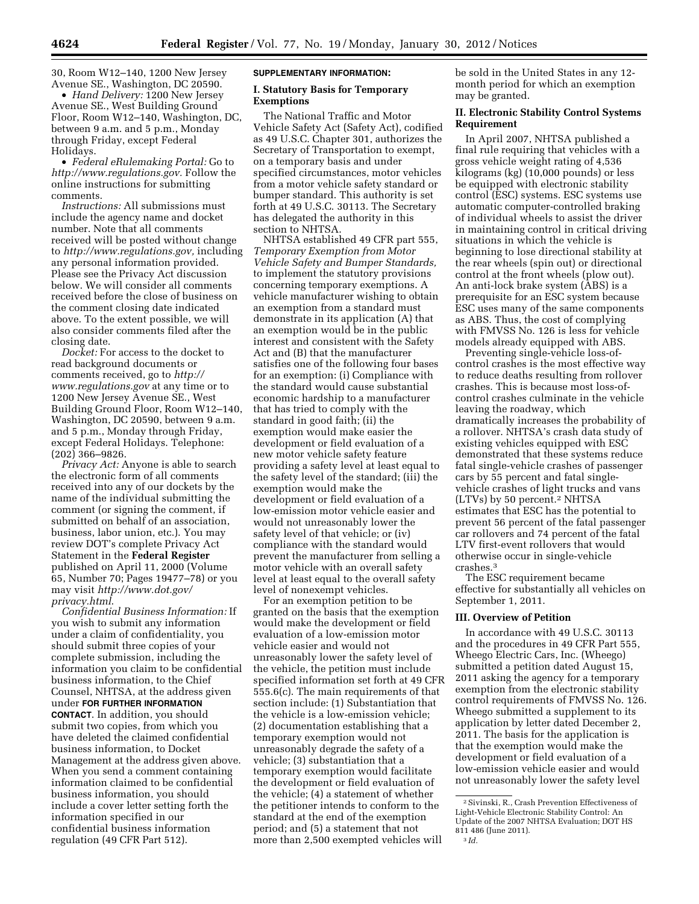30, Room W12–140, 1200 New Jersey Avenue SE., Washington, DC 20590.

- *Hand Delivery:* 1200 New Jersey Avenue SE., West Building Ground Floor, Room W12–140, Washington, DC, between 9 a.m. and 5 p.m., Monday through Friday, except Federal Holidays.
- *Federal eRulemaking Portal:* Go to *http://www.regulations.gov*. Follow the online instructions for submitting comments.

*Instructions:* All submissions must include the agency name and docket number. Note that all comments received will be posted without change to *http://www.regulations.gov*, including any personal information provided. Please see the Privacy Act discussion below. We will consider all comments received before the close of business on the comment closing date indicated above. To the extent possible, we will also consider comments filed after the closing date.

*Docket:* For access to the docket to read background documents or comments received, go to *http://www.regulations.gov* at any time or to 1200 New Jersey Avenue SE., West Building Ground Floor, Room W12–140, Washington, DC 20590, between 9 a.m. and 5 p.m., Monday through Friday, except Federal Holidays. Telephone: (202) 366–9826.

*Privacy Act:* Anyone is able to search the electronic form of all comments received into any of our dockets by the name of the individual submitting the comment (or signing the comment, if submitted on behalf of an association, business, labor union, etc.). You may review DOT's complete Privacy Act Statement in the **Federal Register** published on April 11, 2000 (Volume 65, Number 70; Pages 19477–78) or you may visit *http://www.dot.gov/privacy.html*.

*Confidential Business Information:* If you wish to submit any information under a claim of confidentiality, you should submit three copies of your complete submission, including the information you claim to be confidential business information, to the Chief Counsel, NHTSA, at the address given under **FOR FURTHER INFORMATION CONTACT**. In addition, you should submit two copies, from which you have deleted the claimed confidential business information, to Docket Management at the address given above. When you send a comment containing information claimed to be confidential business information, you should include a cover letter setting forth the information specified in our confidential business information regulation (49 CFR Part 512).

**SUPPLEMENTARY INFORMATION:**

## I. Statutory Basis for Temporary Exemptions

The National Traffic and Motor Vehicle Safety Act (Safety Act), codified as 49 U.S.C. Chapter 301, authorizes the Secretary of Transportation to exempt, on a temporary basis and under specified circumstances, motor vehicles from a motor vehicle safety standard or bumper standard. This authority is set forth at 49 U.S.C. 30113. The Secretary has delegated the authority in this section to NHTSA.

NHTSA established 49 CFR part 555, *Temporary Exemption from Motor Vehicle Safety and Bumper Standards,* to implement the statutory provisions concerning temporary exemptions. A vehicle manufacturer wishing to obtain an exemption from a standard must demonstrate in its application (A) that an exemption would be in the public interest and consistent with the Safety Act and (B) that the manufacturer satisfies one of the following four bases for an exemption: (i) Compliance with the standard would cause substantial economic hardship to a manufacturer that has tried to comply with the standard in good faith; (ii) the exemption would make easier the development or field evaluation of a new motor vehicle safety feature providing a safety level at least equal to the safety level of the standard; (iii) the exemption would make the development or field evaluation of a low-emission motor vehicle easier and would not unreasonably lower the safety level of that vehicle; or (iv) compliance with the standard would prevent the manufacturer from selling a motor vehicle with an overall safety level at least equal to the overall safety level of nonexempt vehicles.

For an exemption petition to be granted on the basis that the exemption would make the development or field evaluation of a low-emission motor vehicle easier and would not unreasonably lower the safety level of the vehicle, the petition must include specified information set forth at 49 CFR 555.6(c). The main requirements of that section include: (1) Substantiation that the vehicle is a low-emission vehicle; (2) documentation establishing that a temporary exemption would not unreasonably degrade the safety of a vehicle; (3) substantiation that a temporary exemption would facilitate the development or field evaluation of the vehicle; (4) a statement of whether the petitioner intends to conform to the standard at the end of the exemption period; and (5) a statement that not more than 2,500 exempted vehicles will be sold in the United States in any 12-month period for which an exemption may be granted.

## II. Electronic Stability Control Systems Requirement

In April 2007, NHTSA published a final rule requiring that vehicles with a gross vehicle weight rating of 4,536 kilograms (kg) (10,000 pounds) or less be equipped with electronic stability control (ESC) systems. ESC systems use automatic computer-controlled braking of individual wheels to assist the driver in maintaining control in critical driving situations in which the vehicle is beginning to lose directional stability at the rear wheels (spin out) or directional control at the front wheels (plow out). An anti-lock brake system (ABS) is a prerequisite for an ESC system because ESC uses many of the same components as ABS. Thus, the cost of complying with FMVSS No. 126 is less for vehicle models already equipped with ABS.

Preventing single-vehicle loss-of-control crashes is the most effective way to reduce deaths resulting from rollover crashes. This is because most loss-of-control crashes culminate in the vehicle leaving the roadway, which dramatically increases the probability of a rollover. NHTSA's crash data study of existing vehicles equipped with ESC demonstrated that these systems reduce fatal single-vehicle crashes of passenger cars by 55 percent and fatal single-vehicle crashes of light trucks and vans (LTVs) by 50 percent.[2] NHTSA estimates that ESC has the potential to prevent 56 percent of the fatal passenger car rollovers and 74 percent of the fatal LTV first-event rollovers that would otherwise occur in single-vehicle crashes.[3]

The ESC requirement became effective for substantially all vehicles on September 1, 2011.

## III. Overview of Petition

In accordance with 49 U.S.C. 30113 and the procedures in 49 CFR Part 555, Wheego Electric Cars, Inc. (Wheego) submitted a petition dated August 15, 2011 asking the agency for a temporary exemption from the electronic stability control requirements of FMVSS No. 126. Wheego submitted a supplement to its application by letter dated December 2, 2011. The basis for the application is that the exemption would make the development or field evaluation of a low-emission vehicle easier and would not unreasonably lower the safety level

---

[2] Sivinski, R., Crash Prevention Effectiveness of Light-Vehicle Electronic Stability Control: An Update of the 2007 NHTSA Evaluation; DOT HS 811 486 (June 2011).

[3] *Id.*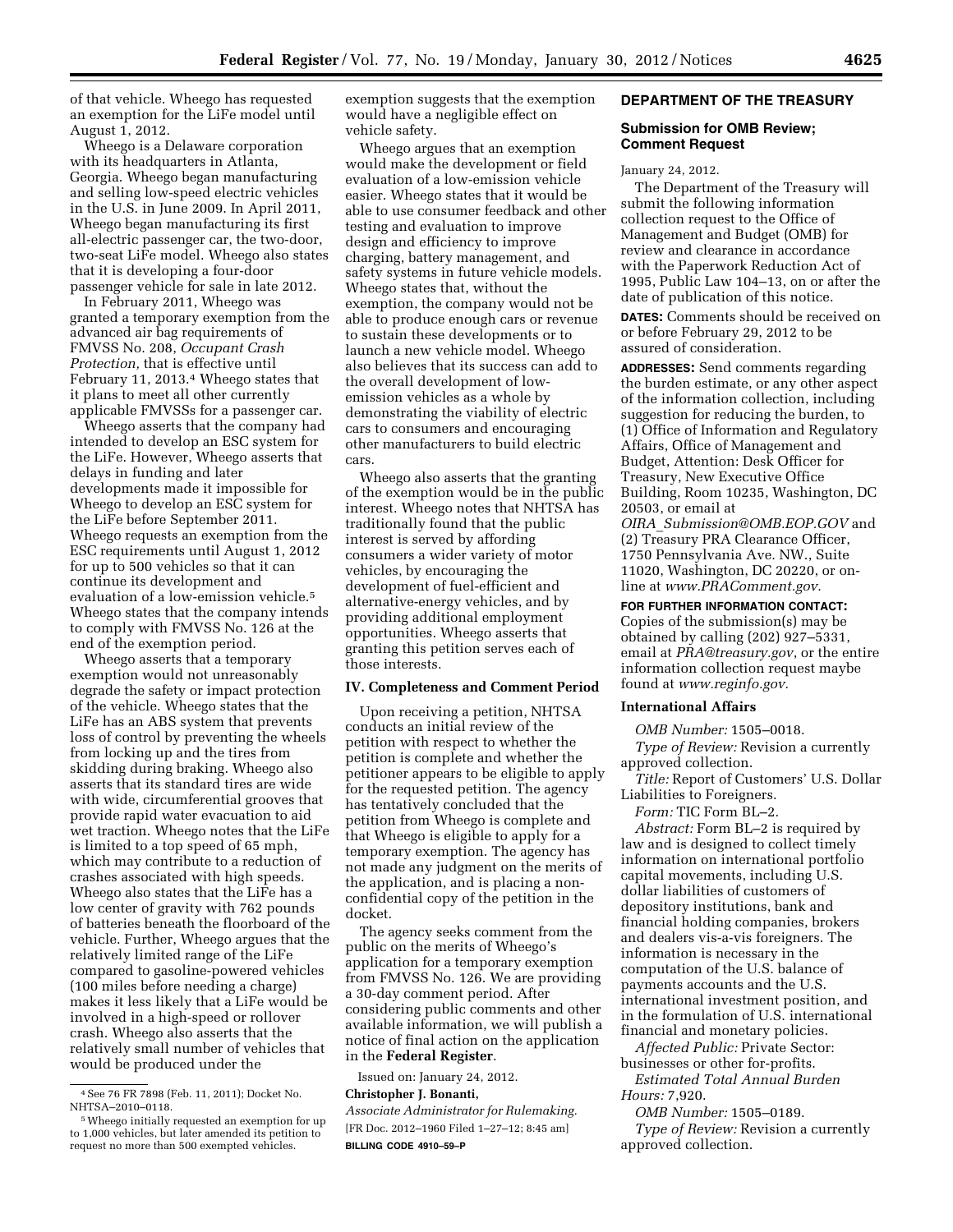of that vehicle. Wheego has requested an exemption for the LiFe model until August 1, 2012.

Wheego is a Delaware corporation with its headquarters in Atlanta, Georgia. Wheego began manufacturing and selling low-speed electric vehicles in the U.S. in June 2009. In April 2011, Wheego began manufacturing its first all-electric passenger car, the two-door, two-seat LiFe model. Wheego also states that it is developing a four-door passenger vehicle for sale in late 2012.

In February 2011, Wheego was granted a temporary exemption from the advanced air bag requirements of FMVSS No. 208, *Occupant Crash Protection,* that is effective until February 11, 2013.[4] Wheego states that it plans to meet all other currently applicable FMVSSs for a passenger car.

Wheego asserts that the company had intended to develop an ESC system for the LiFe. However, Wheego asserts that delays in funding and later developments made it impossible for Wheego to develop an ESC system for the LiFe before September 2011. Wheego requests an exemption from the ESC requirements until August 1, 2012 for up to 500 vehicles so that it can continue its development and evaluation of a low-emission vehicle.[5] Wheego states that the company intends to comply with FMVSS No. 126 at the end of the exemption period.

Wheego asserts that a temporary exemption would not unreasonably degrade the safety or impact protection of the vehicle. Wheego states that the LiFe has an ABS system that prevents loss of control by preventing the wheels from locking up and the tires from skidding during braking. Wheego also asserts that its standard tires are wide with wide, circumferential grooves that provide rapid water evacuation to aid wet traction. Wheego notes that the LiFe is limited to a top speed of 65 mph, which may contribute to a reduction of crashes associated with high speeds. Wheego also states that the LiFe has a low center of gravity with 762 pounds of batteries beneath the floorboard of the vehicle. Further, Wheego argues that the relatively limited range of the LiFe compared to gasoline-powered vehicles (100 miles before needing a charge) makes it less likely that a LiFe would be involved in a high-speed or rollover crash. Wheego also asserts that the relatively small number of vehicles that would be produced under the exemption suggests that the exemption would have a negligible effect on vehicle safety.

Wheego argues that an exemption would make the development or field evaluation of a low-emission vehicle easier. Wheego states that it would be able to use consumer feedback and other testing and evaluation to improve design and efficiency to improve charging, battery management, and safety systems in future vehicle models. Wheego states that, without the exemption, the company would not be able to produce enough cars or revenue to sustain these developments or to launch a new vehicle model. Wheego also believes that its success can add to the overall development of low-emission vehicles as a whole by demonstrating the viability of electric cars to consumers and encouraging other manufacturers to build electric cars.

Wheego also asserts that the granting of the exemption would be in the public interest. Wheego notes that NHTSA has traditionally found that the public interest is served by affording consumers a wider variety of motor vehicles, by encouraging the development of fuel-efficient and alternative-energy vehicles, and by providing additional employment opportunities. Wheego asserts that granting this petition serves each of those interests.

### IV. Completeness and Comment Period

Upon receiving a petition, NHTSA conducts an initial review of the petition with respect to whether the petition is complete and whether the petitioner appears to be eligible to apply for the requested petition. The agency has tentatively concluded that the petition from Wheego is complete and that Wheego is eligible to apply for a temporary exemption. The agency has not made any judgment on the merits of the application, and is placing a non-confidential copy of the petition in the docket.

The agency seeks comment from the public on the merits of Wheego's application for a temporary exemption from FMVSS No. 126. We are providing a 30-day comment period. After considering public comments and other available information, we will publish a notice of final action on the application in the **Federal Register**.

Issued on: January 24, 2012.

**Christopher J. Bonanti,**

*Associate Administrator for Rulemaking.*

[FR Doc. 2012–1960 Filed 1–27–12; 8:45 am]

**BILLING CODE 4910–59–P**

---

[4] See 76 FR 7898 (Feb. 11, 2011); Docket No. NHTSA–2010–0118.

[5] Wheego initially requested an exemption for up to 1,000 vehicles, but later amended its petition to request no more than 500 exempted vehicles.

---

## DEPARTMENT OF THE TREASURY

### Submission for OMB Review; Comment Request

January 24, 2012.

The Department of the Treasury will submit the following information collection request to the Office of Management and Budget (OMB) for review and clearance in accordance with the Paperwork Reduction Act of 1995, Public Law 104–13, on or after the date of publication of this notice.

**DATES:** Comments should be received on or before February 29, 2012 to be assured of consideration.

**ADDRESSES:** Send comments regarding the burden estimate, or any other aspect of the information collection, including suggestion for reducing the burden, to (1) Office of Information and Regulatory Affairs, Office of Management and Budget, Attention: Desk Officer for Treasury, New Executive Office Building, Room 10235, Washington, DC 20503, or email at *OIRA_Submission@OMB.EOP.GOV* and (2) Treasury PRA Clearance Officer, 1750 Pennsylvania Ave. NW., Suite 11020, Washington, DC 20220, or on-line at *www.PRAComment.gov.*

**FOR FURTHER INFORMATION CONTACT:** Copies of the submission(s) may be obtained by calling (202) 927–5331, email at *PRA@treasury.gov*, or the entire information collection request maybe found at *www.reginfo.gov.*

#### International Affairs

*OMB Number:* 1505–0018.

*Type of Review:* Revision a currently approved collection.

*Title:* Report of Customers' U.S. Dollar Liabilities to Foreigners.

*Form:* TIC Form BL–2.

*Abstract:* Form BL–2 is required by law and is designed to collect timely information on international portfolio capital movements, including U.S. dollar liabilities of customers of depository institutions, bank and financial holding companies, brokers and dealers vis-a-vis foreigners. The information is necessary in the computation of the U.S. balance of payments accounts and the U.S. international investment position, and in the formulation of U.S. international financial and monetary policies.

*Affected Public:* Private Sector: businesses or other for-profits.

*Estimated Total Annual Burden Hours:* 7,920.

*OMB Number:* 1505–0189.

*Type of Review:* Revision a currently approved collection.